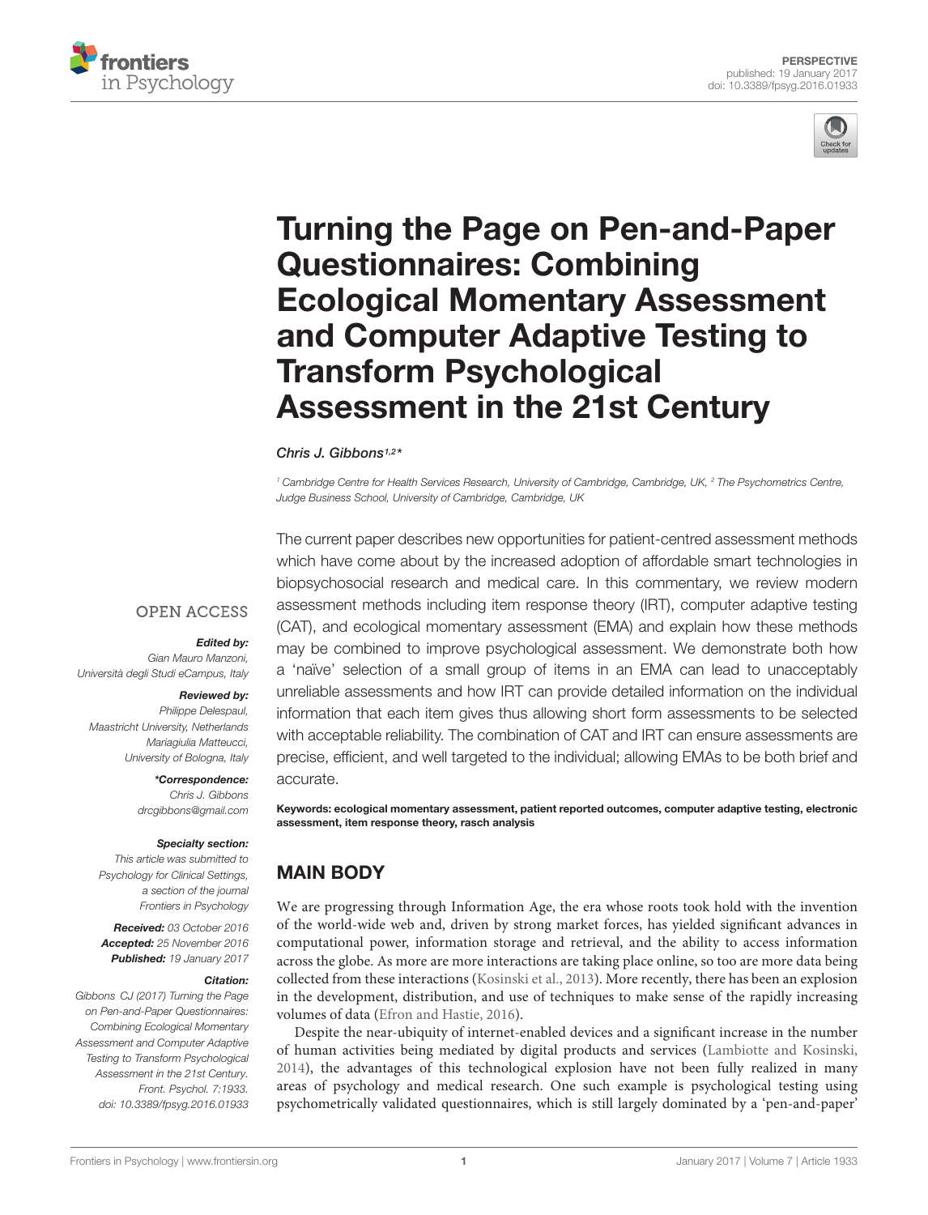PERSPECTIVE
published: 19 January 2017
doi: 10.3389/fpsyg.2016.01933

# Turning the Page on Pen-and-Paper Questionnaires: Combining Ecological Momentary Assessment and Computer Adaptive Testing to Transform Psychological Assessment in the 21st Century

*Chris J. Gibbons[1,2]\**

[1] Cambridge Centre for Health Services Research, University of Cambridge, Cambridge, UK, [2] The Psychometrics Centre, Judge Business School, University of Cambridge, Cambridge, UK

OPEN ACCESS

***Edited by:***
Gian Mauro Manzoni, Università degli Studi eCampus, Italy

***Reviewed by:***
Philippe Delespaul, Maastricht University, Netherlands
Mariagiulia Matteucci, University of Bologna, Italy

***\*Correspondence:***
Chris J. Gibbons
drcgibbons@gmail.com

***Specialty section:***
This article was submitted to Psychology for Clinical Settings, a section of the journal Frontiers in Psychology

***Received:*** 03 October 2016
***Accepted:*** 25 November 2016
***Published:*** 19 January 2017

***Citation:***
Gibbons CJ (2017) Turning the Page on Pen-and-Paper Questionnaires: Combining Ecological Momentary Assessment and Computer Adaptive Testing to Transform Psychological Assessment in the 21st Century. Front. Psychol. 7:1933. doi: 10.3389/fpsyg.2016.01933

The current paper describes new opportunities for patient-centred assessment methods which have come about by the increased adoption of affordable smart technologies in biopsychosocial research and medical care. In this commentary, we review modern assessment methods including item response theory (IRT), computer adaptive testing (CAT), and ecological momentary assessment (EMA) and explain how these methods may be combined to improve psychological assessment. We demonstrate both how a 'naïve' selection of a small group of items in an EMA can lead to unacceptably unreliable assessments and how IRT can provide detailed information on the individual information that each item gives thus allowing short form assessments to be selected with acceptable reliability. The combination of CAT and IRT can ensure assessments are precise, efficient, and well targeted to the individual; allowing EMAs to be both brief and accurate.

**Keywords: ecological momentary assessment, patient reported outcomes, computer adaptive testing, electronic assessment, item response theory, rasch analysis**

## MAIN BODY

We are progressing through Information Age, the era whose roots took hold with the invention of the world-wide web and, driven by strong market forces, has yielded significant advances in computational power, information storage and retrieval, and the ability to access information across the globe. As more are more interactions are taking place online, so too are more data being collected from these interactions (Kosinski et al., 2013). More recently, there has been an explosion in the development, distribution, and use of techniques to make sense of the rapidly increasing volumes of data (Efron and Hastie, 2016).

Despite the near-ubiquity of internet-enabled devices and a significant increase in the number of human activities being mediated by digital products and services (Lambiotte and Kosinski, 2014), the advantages of this technological explosion have not been fully realized in many areas of psychology and medical research. One such example is psychological testing using psychometrically validated questionnaires, which is still largely dominated by a 'pen-and-paper'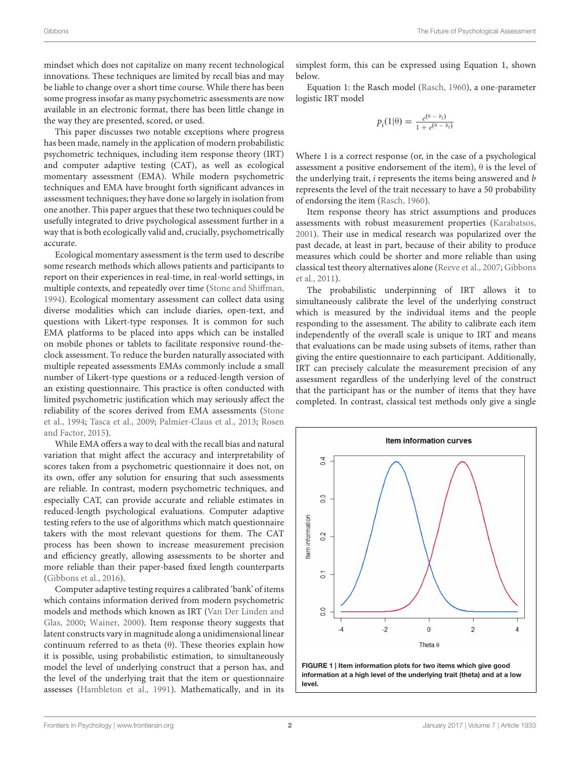mindset which does not capitalize on many recent technological innovations. These techniques are limited by recall bias and may be liable to change over a short time course. While there has been some progress insofar as many psychometric assessments are now available in an electronic format, there has been little change in the way they are presented, scored, or used.

This paper discusses two notable exceptions where progress has been made, namely in the application of modern probabilistic psychometric techniques, including item response theory (IRT) and computer adaptive testing (CAT), as well as ecological momentary assessment (EMA). While modern psychometric techniques and EMA have brought forth significant advances in assessment techniques; they have done so largely in isolation from one another. This paper argues that these two techniques could be usefully integrated to drive psychological assessment further in a way that is both ecologically valid and, crucially, psychometrically accurate.

Ecological momentary assessment is the term used to describe some research methods which allows patients and participants to report on their experiences in real-time, in real-world settings, in multiple contexts, and repeatedly over time (Stone and Shiffman, 1994). Ecological momentary assessment can collect data using diverse modalities which can include diaries, open-text, and questions with Likert-type responses. It is common for such EMA platforms to be placed into apps which can be installed on mobile phones or tablets to facilitate responsive round-the-clock assessment. To reduce the burden naturally associated with multiple repeated assessments EMAs commonly include a small number of Likert-type questions or a reduced-length version of an existing questionnaire. This practice is often conducted with limited psychometric justification which may seriously affect the reliability of the scores derived from EMA assessments (Stone et al., 1994; Tasca et al., 2009; Palmier-Claus et al., 2013; Rosen and Factor, 2015).

While EMA offers a way to deal with the recall bias and natural variation that might affect the accuracy and interpretability of scores taken from a psychometric questionnaire it does not, on its own, offer any solution for ensuring that such assessments are reliable. In contrast, modern psychometric techniques, and especially CAT, can provide accurate and reliable estimates in reduced-length psychological evaluations. Computer adaptive testing refers to the use of algorithms which match questionnaire takers with the most relevant questions for them. The CAT process has been shown to increase measurement precision and efficiency greatly, allowing assessments to be shorter and more reliable than their paper-based fixed length counterparts (Gibbons et al., 2016).

Computer adaptive testing requires a calibrated 'bank' of items which contains information derived from modern psychometric models and methods which known as IRT (Van Der Linden and Glas, 2000; Wainer, 2000). Item response theory suggests that latent constructs vary in magnitude along a unidimensional linear continuum referred to as theta (θ). These theories explain how it is possible, using probabilistic estimation, to simultaneously model the level of underlying construct that a person has, and the level of the underlying trait that the item or questionnaire assesses (Hambleton et al., 1991). Mathematically, and in its simplest form, this can be expressed using Equation 1, shown below.

Equation 1: the Rasch model (Rasch, 1960), a one-parameter logistic IRT model

$$p_i(1|\theta) = \frac{e^{(\theta - b_i)}}{1 + e^{(\theta - b_i)}}$$

Where 1 is a correct response (or, in the case of a psychological assessment a positive endorsement of the item), θ is the level of the underlying trait, $i$ represents the items being answered and $b$ represents the level of the trait necessary to have a 50 probability of endorsing the item (Rasch, 1960).

Item response theory has strict assumptions and produces assessments with robust measurement properties (Karabatsos, 2001). Their use in medical research was popularized over the past decade, at least in part, because of their ability to produce measures which could be shorter and more reliable than using classical test theory alternatives alone (Reeve et al., 2007; Gibbons et al., 2011).

The probabilistic underpinning of IRT allows it to simultaneously calibrate the level of the underlying construct which is measured by the individual items and the people responding to the assessment. The ability to calibrate each item independently of the overall scale is unique to IRT and means that evaluations can be made using subsets of items, rather than giving the entire questionnaire to each participant. Additionally, IRT can precisely calculate the measurement precision of any assessment regardless of the underlying level of the construct that the participant has or the number of items that they have completed. In contrast, classical test methods only give a single

**FIGURE 1 | Item information plots for two items which give good information at a high level of the underlying trait (theta) and at a low level.**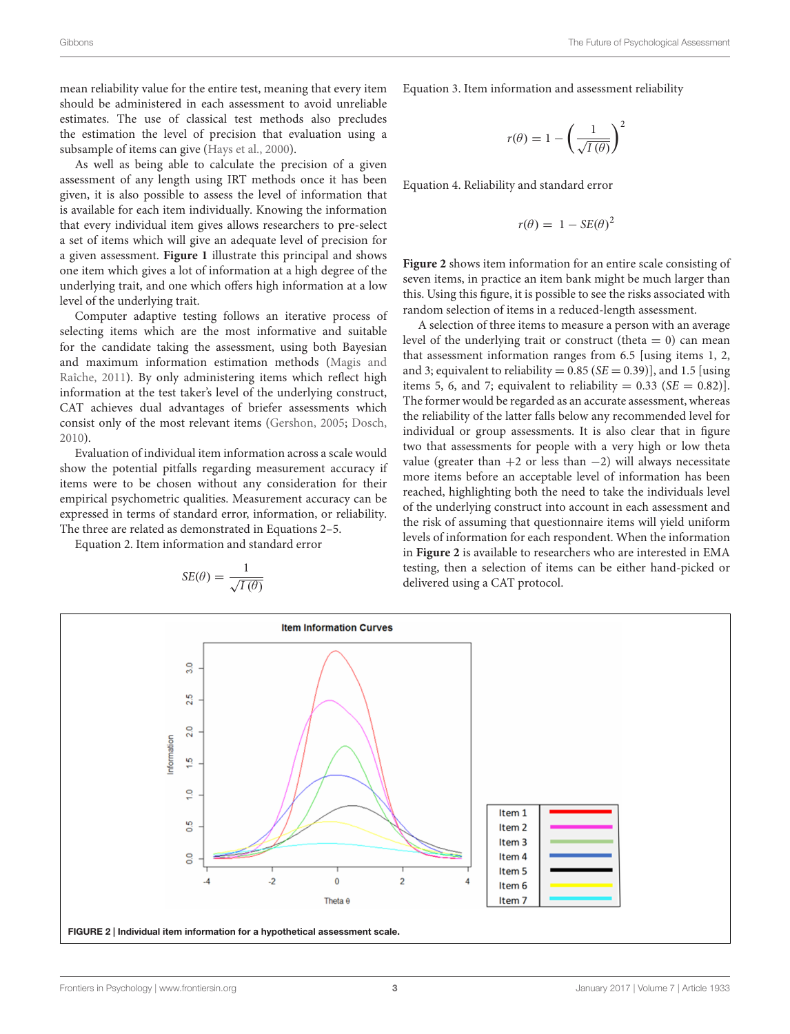mean reliability value for the entire test, meaning that every item should be administered in each assessment to avoid unreliable estimates. The use of classical test methods also precludes the estimation the level of precision that evaluation using a subsample of items can give (Hays et al., 2000).

As well as being able to calculate the precision of a given assessment of any length using IRT methods once it has been given, it is also possible to assess the level of information that is available for each item individually. Knowing the information that every individual item gives allows researchers to pre-select a set of items which will give an adequate level of precision for a given assessment. **Figure 1** illustrate this principal and shows one item which gives a lot of information at a high degree of the underlying trait, and one which offers high information at a low level of the underlying trait.

Computer adaptive testing follows an iterative process of selecting items which are the most informative and suitable for the candidate taking the assessment, using both Bayesian and maximum information estimation methods (Magis and Raîche, 2011). By only administering items which reflect high information at the test taker's level of the underlying construct, CAT achieves dual advantages of briefer assessments which consist only of the most relevant items (Gershon, 2005; Dosch, 2010).

Evaluation of individual item information across a scale would show the potential pitfalls regarding measurement accuracy if items were to be chosen without any consideration for their empirical psychometric qualities. Measurement accuracy can be expressed in terms of standard error, information, or reliability. The three are related as demonstrated in Equations 2–5.

Equation 2. Item information and standard error

$$SE(\theta) = \frac{1}{\sqrt{I(\theta)}}$$

Equation 3. Item information and assessment reliability

$$r(\theta) = 1 - \left(\frac{1}{\sqrt{I(\theta)}}\right)^2$$

Equation 4. Reliability and standard error

$$r(\theta) = 1 - SE(\theta)^2$$

**Figure 2** shows item information for an entire scale consisting of seven items, in practice an item bank might be much larger than this. Using this figure, it is possible to see the risks associated with random selection of items in a reduced-length assessment.

A selection of three items to measure a person with an average level of the underlying trait or construct (theta = 0) can mean that assessment information ranges from 6.5 [using items 1, 2, and 3; equivalent to reliability = 0.85 ($SE = 0.39$)], and 1.5 [using items 5, 6, and 7; equivalent to reliability = 0.33 ($SE = 0.82$)]. The former would be regarded as an accurate assessment, whereas the reliability of the latter falls below any recommended level for individual or group assessments. It is also clear that in figure two that assessments for people with a very high or low theta value (greater than +2 or less than −2) will always necessitate more items before an acceptable level of information has been reached, highlighting both the need to take the individuals level of the underlying construct into account in each assessment and the risk of assuming that questionnaire items will yield uniform levels of information for each respondent. When the information in **Figure 2** is available to researchers who are interested in EMA testing, then a selection of items can be either hand-picked or delivered using a CAT protocol.

**FIGURE 2 | Individual item information for a hypothetical assessment scale.**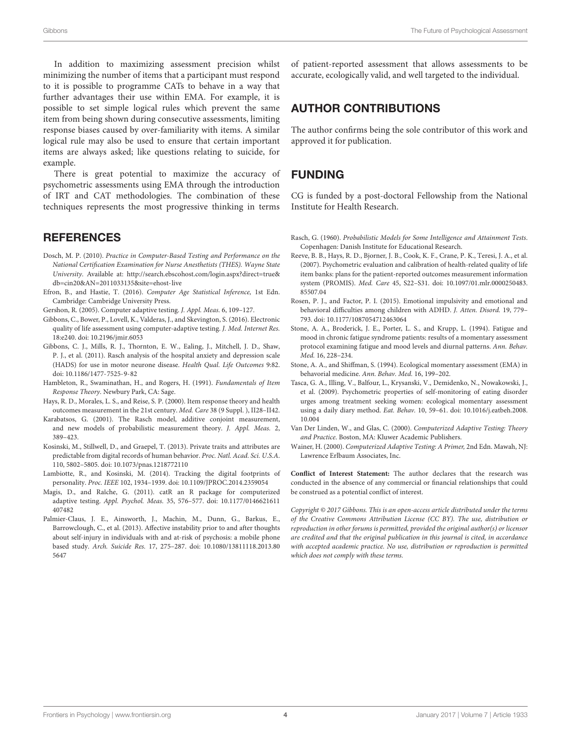In addition to maximizing assessment precision whilst minimizing the number of items that a participant must respond to it is possible to programme CATs to behave in a way that further advantages their use within EMA. For example, it is possible to set simple logical rules which prevent the same item from being shown during consecutive assessments, limiting response biases caused by over-familiarity with items. A similar logical rule may also be used to ensure that certain important items are always asked; like questions relating to suicide, for example.

There is great potential to maximize the accuracy of psychometric assessments using EMA through the introduction of IRT and CAT methodologies. The combination of these techniques represents the most progressive thinking in terms of patient-reported assessment that allows assessments to be accurate, ecologically valid, and well targeted to the individual.

## AUTHOR CONTRIBUTIONS

The author confirms being the sole contributor of this work and approved it for publication.

## FUNDING

CG is funded by a post-doctoral Fellowship from the National Institute for Health Research.

## REFERENCES

Dosch, M. P. (2010). *Practice in Computer-Based Testing and Performance on the National Certification Examination for Nurse Anesthetists (THES). Wayne State University*. Available at: http://search.ebscohost.com/login.aspx?direct=true&db=cin20&AN=2011033135&site=ehost-live

Efron, B., and Hastie, T. (2016). *Computer Age Statistical Inference,* 1st Edn. Cambridge: Cambridge University Press.

Gershon, R. (2005). Computer adaptive testing. *J. Appl. Meas.* 6, 109–127.

Gibbons, C., Bower, P., Lovell, K., Valderas, J., and Skevington, S. (2016). Electronic quality of life assessment using computer-adaptive testing. *J. Med. Internet Res.* 18:e240. doi: 10.2196/jmir.6053

Gibbons, C. J., Mills, R. J., Thornton, E. W., Ealing, J., Mitchell, J. D., Shaw, P. J., et al. (2011). Rasch analysis of the hospital anxiety and depression scale (HADS) for use in motor neurone disease. *Health Qual. Life Outcomes* 9:82. doi: 10.1186/1477-7525-9-82

Hambleton, R., Swaminathan, H., and Rogers, H. (1991). *Fundamentals of Item Response Theory*. Newbury Park, CA: Sage.

Hays, R. D., Morales, L. S., and Reise, S. P. (2000). Item response theory and health outcomes measurement in the 21st century. *Med. Care* 38 (9 Suppl. ), II28–II42.

Karabatsos, G. (2001). The Rasch model, additive conjoint measurement, and new models of probabilistic measurement theory. *J. Appl. Meas.* 2, 389–423.

Kosinski, M., Stillwell, D., and Graepel, T. (2013). Private traits and attributes are predictable from digital records of human behavior. *Proc. Natl. Acad. Sci. U.S.A.* 110, 5802–5805. doi: 10.1073/pnas.1218772110

Lambiotte, R., and Kosinski, M. (2014). Tracking the digital footprints of personality. *Proc. IEEE* 102, 1934–1939. doi: 10.1109/JPROC.2014.2359054

Magis, D., and Raîche, G. (2011). catR an R package for computerized adaptive testing. *Appl. Psychol. Meas.* 35, 576–577. doi: 10.1177/0146621611407482

Palmier-Claus, J. E., Ainsworth, J., Machin, M., Dunn, G., Barkus, E., Barrowclough, C., et al. (2013). Affective instability prior to and after thoughts about self-injury in individuals with and at-risk of psychosis: a mobile phone based study. *Arch. Suicide Res.* 17, 275–287. doi: 10.1080/13811118.2013.805647

Rasch, G. (1960). *Probabilistic Models for Some Intelligence and Attainment Tests*. Copenhagen: Danish Institute for Educational Research.

Reeve, B. B., Hays, R. D., Bjorner, J. B., Cook, K. F., Crane, P. K., Teresi, J. A., et al. (2007). Psychometric evaluation and calibration of health-related quality of life item banks: plans for the patient-reported outcomes measurement information system (PROMIS). *Med. Care* 45, S22–S31. doi: 10.1097/01.mlr.0000250483.85507.04

Rosen, P. J., and Factor, P. I. (2015). Emotional impulsivity and emotional and behavioral difficulties among children with ADHD. *J. Atten. Disord.* 19, 779–793. doi: 10.1177/1087054712463064

Stone, A. A., Broderick, J. E., Porter, L. S., and Krupp, L. (1994). Fatigue and mood in chronic fatigue syndrome patients: results of a momentary assessment protocol examining fatigue and mood levels and diurnal patterns. *Ann. Behav. Med.* 16, 228–234.

Stone, A. A., and Shiffman, S. (1994). Ecological momentary assessment (EMA) in behavorial medicine. *Ann. Behav. Med.* 16, 199–202.

Tasca, G. A., Illing, V., Balfour, L., Krysanski, V., Demidenko, N., Nowakowski, J., et al. (2009). Psychometric properties of self-monitoring of eating disorder urges among treatment seeking women: ecological momentary assessment using a daily diary method. *Eat. Behav.* 10, 59–61. doi: 10.1016/j.eatbeh.2008.10.004

Van Der Linden, W., and Glas, C. (2000). *Computerized Adaptive Testing: Theory and Practice*. Boston, MA: Kluwer Academic Publishers.

Wainer, H. (2000). *Computerized Adaptive Testing: A Primer,* 2nd Edn. Mawah, NJ: Lawrence Erlbaum Associates, Inc.

**Conflict of Interest Statement:** The author declares that the research was conducted in the absence of any commercial or financial relationships that could be construed as a potential conflict of interest.

*Copyright © 2017 Gibbons. This is an open-access article distributed under the terms of the Creative Commons Attribution License (CC BY). The use, distribution or reproduction in other forums is permitted, provided the original author(s) or licensor are credited and that the original publication in this journal is cited, in accordance with accepted academic practice. No use, distribution or reproduction is permitted which does not comply with these terms.*